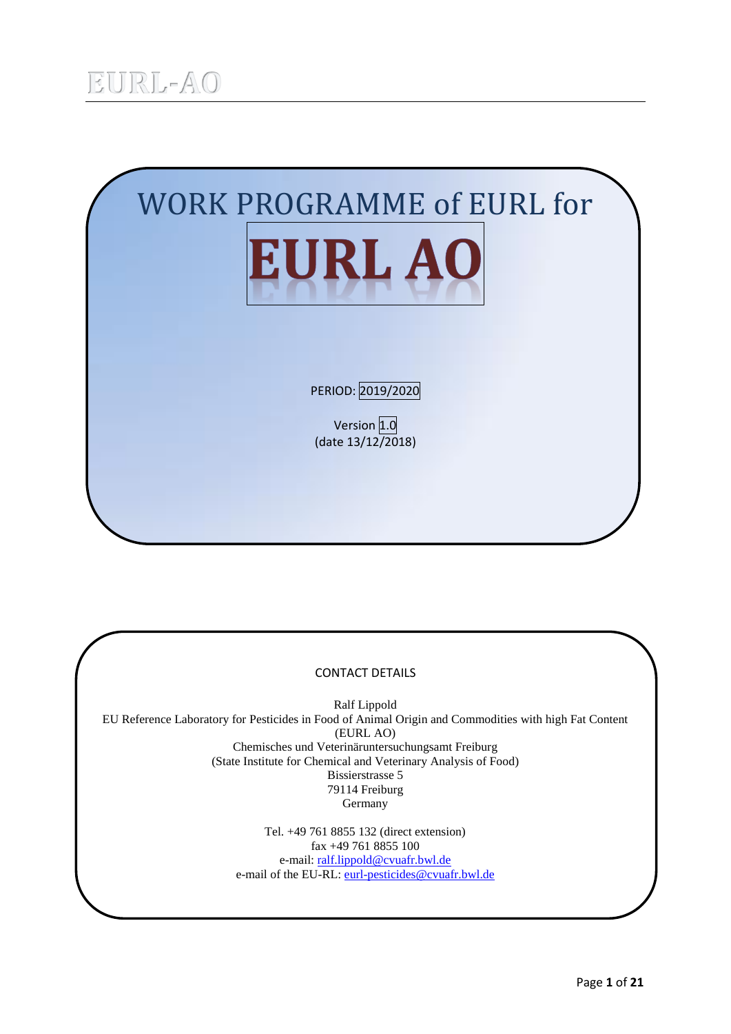EURL-AO

# WORK PROGRAMME of EURL for

# EURL AO

PERIOD: 2019/2020

Version 1.0
(date 13/12/2018)

CONTACT DETAILS

Ralf Lippold
EU Reference Laboratory for Pesticides in Food of Animal Origin and Commodities with high Fat Content
(EURL AO)
Chemisches und Veterinäruntersuchungsamt Freiburg
(State Institute for Chemical and Veterinary Analysis of Food)
Bissierstrasse 5
79114 Freiburg
Germany

Tel. +49 761 8855 132 (direct extension)
fax +49 761 8855 100
e-mail: ralf.lippold@cvuafr.bwl.de
e-mail of the EU-RL: eurl-pesticides@cvuafr.bwl.de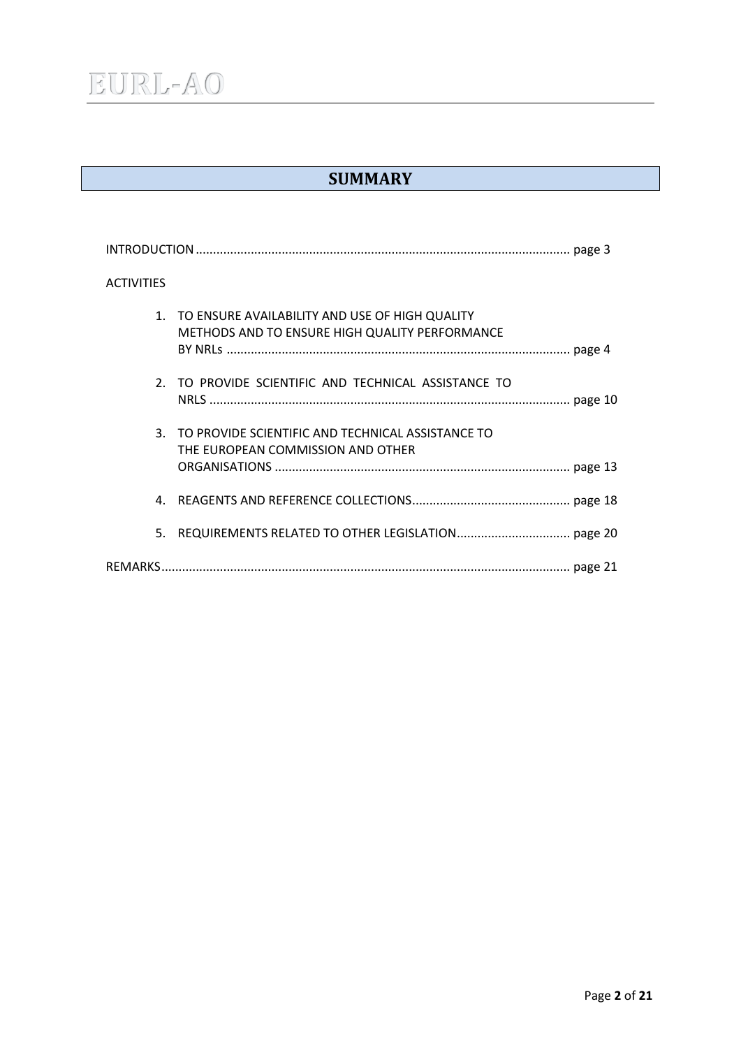# SUMMARY

INTRODUCTION ........................................................................................................... page 3

ACTIVITIES

1. TO ENSURE AVAILABILITY AND USE OF HIGH QUALITY METHODS AND TO ENSURE HIGH QUALITY PERFORMANCE BY NRLs ................................................................................................... page 4

2. TO PROVIDE SCIENTIFIC AND TECHNICAL ASSISTANCE TO NRLS ........................................................................................................ page 10

3. TO PROVIDE SCIENTIFIC AND TECHNICAL ASSISTANCE TO THE EUROPEAN COMMISSION AND OTHER ORGANISATIONS ..................................................................................... page 13

4. REAGENTS AND REFERENCE COLLECTIONS............................................. page 18

5. REQUIREMENTS RELATED TO OTHER LEGISLATION................................ page 20

REMARKS..................................................................................................................... page 21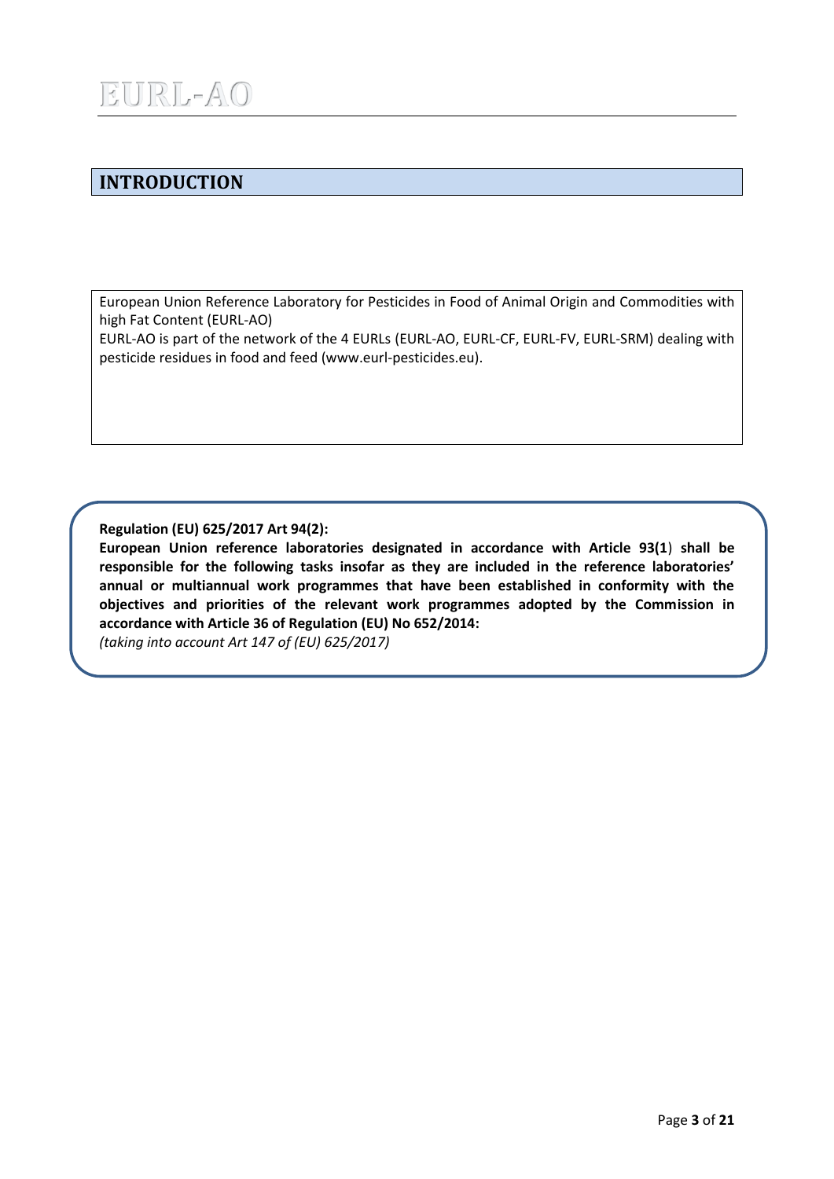## INTRODUCTION

European Union Reference Laboratory for Pesticides in Food of Animal Origin and Commodities with high Fat Content (EURL-AO)

EURL-AO is part of the network of the 4 EURLs (EURL-AO, EURL-CF, EURL-FV, EURL-SRM) dealing with pesticide residues in food and feed (www.eurl-pesticides.eu).

**Regulation (EU) 625/2017 Art 94(2):**

**European Union reference laboratories designated in accordance with Article 93(1) shall be responsible for the following tasks insofar as they are included in the reference laboratories' annual or multiannual work programmes that have been established in conformity with the objectives and priorities of the relevant work programmes adopted by the Commission in accordance with Article 36 of Regulation (EU) No 652/2014:**

*(taking into account Art 147 of (EU) 625/2017)*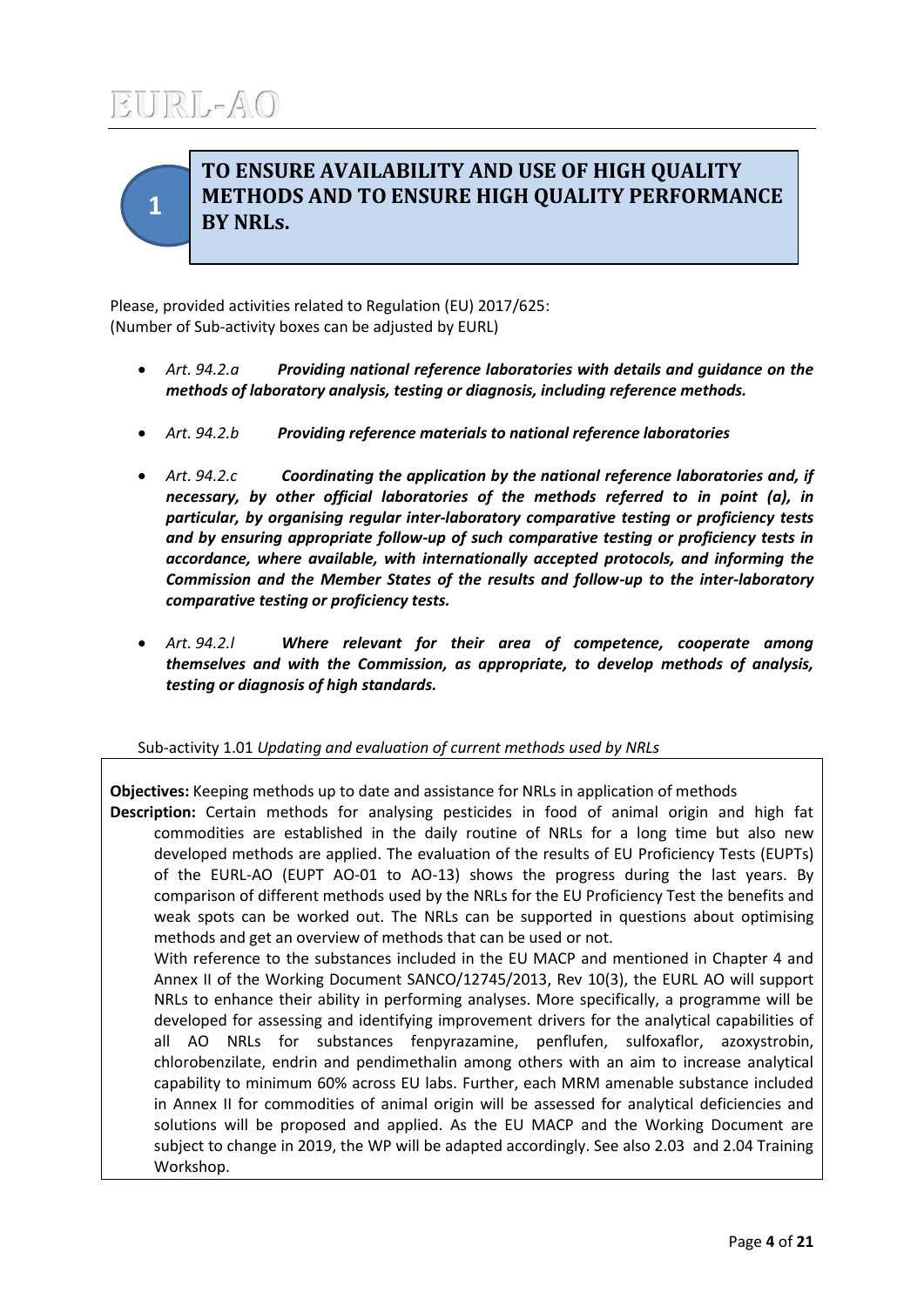# 1 TO ENSURE AVAILABILITY AND USE OF HIGH QUALITY METHODS AND TO ENSURE HIGH QUALITY PERFORMANCE BY NRLs.

Please, provided activities related to Regulation (EU) 2017/625:
(Number of Sub-activity boxes can be adjusted by EURL)

- *Art. 94.2.a* ***Providing national reference laboratories with details and guidance on the methods of laboratory analysis, testing or diagnosis, including reference methods.***
- *Art. 94.2.b* ***Providing reference materials to national reference laboratories***
- *Art. 94.2.c* ***Coordinating the application by the national reference laboratories and, if necessary, by other official laboratories of the methods referred to in point (a), in particular, by organising regular inter-laboratory comparative testing or proficiency tests and by ensuring appropriate follow-up of such comparative testing or proficiency tests in accordance, where available, with internationally accepted protocols, and informing the Commission and the Member States of the results and follow-up to the inter-laboratory comparative testing or proficiency tests.***
- *Art. 94.2.l* ***Where relevant for their area of competence, cooperate among themselves and with the Commission, as appropriate, to develop methods of analysis, testing or diagnosis of high standards.***

Sub-activity 1.01 *Updating and evaluation of current methods used by NRLs*

**Objectives:** Keeping methods up to date and assistance for NRLs in application of methods

**Description:** Certain methods for analysing pesticides in food of animal origin and high fat commodities are established in the daily routine of NRLs for a long time but also new developed methods are applied. The evaluation of the results of EU Proficiency Tests (EUPTs) of the EURL-AO (EUPT AO-01 to AO-13) shows the progress during the last years. By comparison of different methods used by the NRLs for the EU Proficiency Test the benefits and weak spots can be worked out. The NRLs can be supported in questions about optimising methods and get an overview of methods that can be used or not.

With reference to the substances included in the EU MACP and mentioned in Chapter 4 and Annex II of the Working Document SANCO/12745/2013, Rev 10(3), the EURL AO will support NRLs to enhance their ability in performing analyses. More specifically, a programme will be developed for assessing and identifying improvement drivers for the analytical capabilities of all AO NRLs for substances fenpyrazamine, penflufen, sulfoxaflor, azoxystrobin, chlorobenzilate, endrin and pendimethalin among others with an aim to increase analytical capability to minimum 60% across EU labs. Further, each MRM amenable substance included in Annex II for commodities of animal origin will be assessed for analytical deficiencies and solutions will be proposed and applied. As the EU MACP and the Working Document are subject to change in 2019, the WP will be adapted accordingly. See also 2.03 and 2.04 Training Workshop.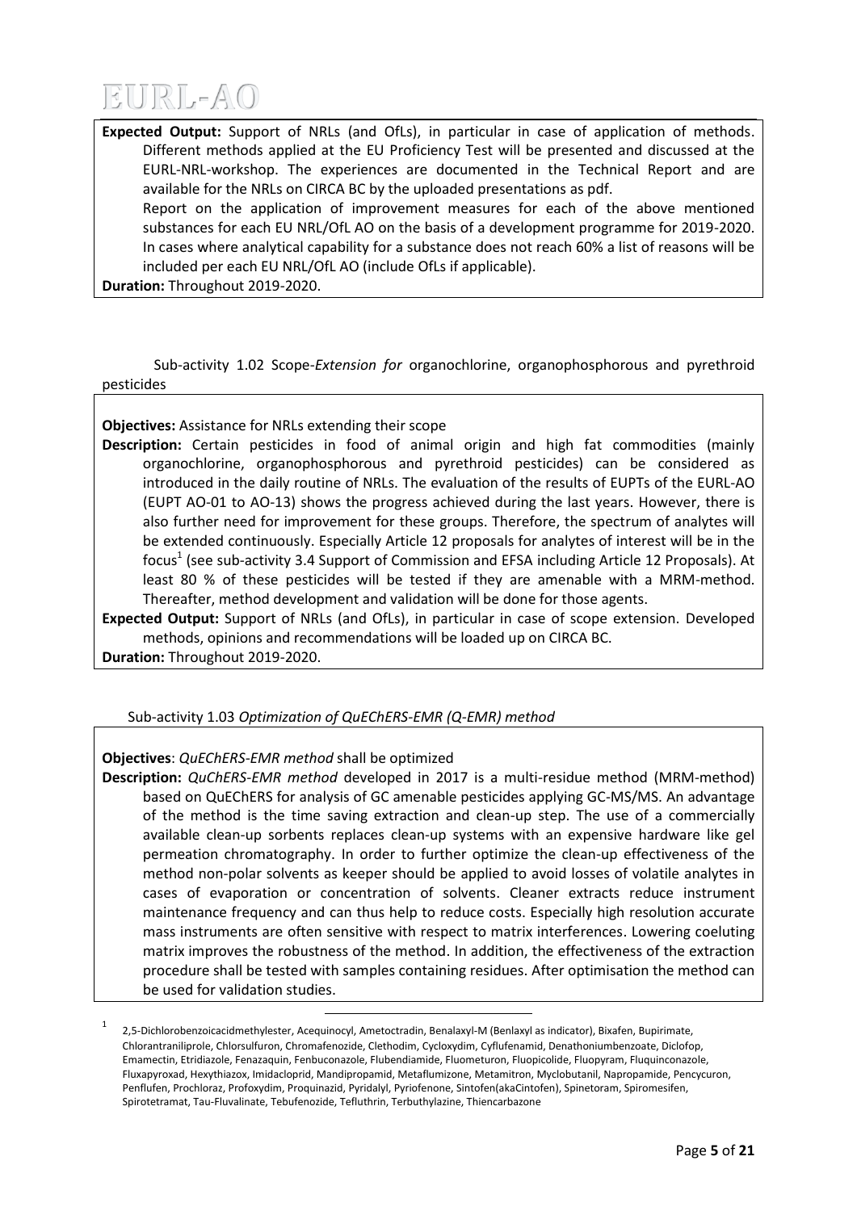**Expected Output:** Support of NRLs (and OfLs), in particular in case of application of methods. Different methods applied at the EU Proficiency Test will be presented and discussed at the EURL-NRL-workshop. The experiences are documented in the Technical Report and are available for the NRLs on CIRCA BC by the uploaded presentations as pdf.

Report on the application of improvement measures for each of the above mentioned substances for each EU NRL/OfL AO on the basis of a development programme for 2019-2020. In cases where analytical capability for a substance does not reach 60% a list of reasons will be included per each EU NRL/OfL AO (include OfLs if applicable).

**Duration:** Throughout 2019-2020.

Sub-activity 1.02 Scope-*Extension for* organochlorine, organophosphorous and pyrethroid pesticides

**Objectives:** Assistance for NRLs extending their scope

**Description:** Certain pesticides in food of animal origin and high fat commodities (mainly organochlorine, organophosphorous and pyrethroid pesticides) can be considered as introduced in the daily routine of NRLs. The evaluation of the results of EUPTs of the EURL-AO (EUPT AO-01 to AO-13) shows the progress achieved during the last years. However, there is also further need for improvement for these groups. Therefore, the spectrum of analytes will be extended continuously. Especially Article 12 proposals for analytes of interest will be in the focus[1] (see sub-activity 3.4 Support of Commission and EFSA including Article 12 Proposals). At least 80 % of these pesticides will be tested if they are amenable with a MRM-method. Thereafter, method development and validation will be done for those agents.

**Expected Output:** Support of NRLs (and OfLs), in particular in case of scope extension. Developed methods, opinions and recommendations will be loaded up on CIRCA BC.

**Duration:** Throughout 2019-2020.

Sub-activity 1.03 *Optimization of QuEChERS-EMR (Q-EMR) method*

**Objectives**: *QuEChERS-EMR method* shall be optimized

**Description:** *QuChERS-EMR method* developed in 2017 is a multi-residue method (MRM-method) based on QuEChERS for analysis of GC amenable pesticides applying GC-MS/MS. An advantage of the method is the time saving extraction and clean-up step. The use of a commercially available clean-up sorbents replaces clean-up systems with an expensive hardware like gel permeation chromatography. In order to further optimize the clean-up effectiveness of the method non-polar solvents as keeper should be applied to avoid losses of volatile analytes in cases of evaporation or concentration of solvents. Cleaner extracts reduce instrument maintenance frequency and can thus help to reduce costs. Especially high resolution accurate mass instruments are often sensitive with respect to matrix interferences. Lowering coeluting matrix improves the robustness of the method. In addition, the effectiveness of the extraction procedure shall be tested with samples containing residues. After optimisation the method can be used for validation studies.

---

[1] 2,5-Dichlorobenzoicacidmethylester, Acequinocyl, Ametoctradin, Benalaxyl-M (Benlaxyl as indicator), Bixafen, Bupirimate, Chlorantraniliprole, Chlorsulfuron, Chromafenozide, Clethodim, Cycloxydim, Cyflufenamid, Denathoniumbenzoate, Diclofop, Emamectin, Etridiazole, Fenazaquin, Fenbuconazole, Flubendiamide, Fluometuron, Fluopicolide, Fluopyram, Fluquinconazole, Fluxapyroxad, Hexythiazox, Imidacloprid, Mandipropamid, Metaflumizone, Metamitron, Myclobutanil, Napropamide, Pencycuron, Penflufen, Prochloraz, Profoxydim, Proquinazid, Pyridalyl, Pyriofenone, Sintofen(akaCintofen), Spinetoram, Spiromesifen, Spirotetramat, Tau-Fluvalinate, Tebufenozide, Tefluthrin, Terbuthylazine, Thiencarbazone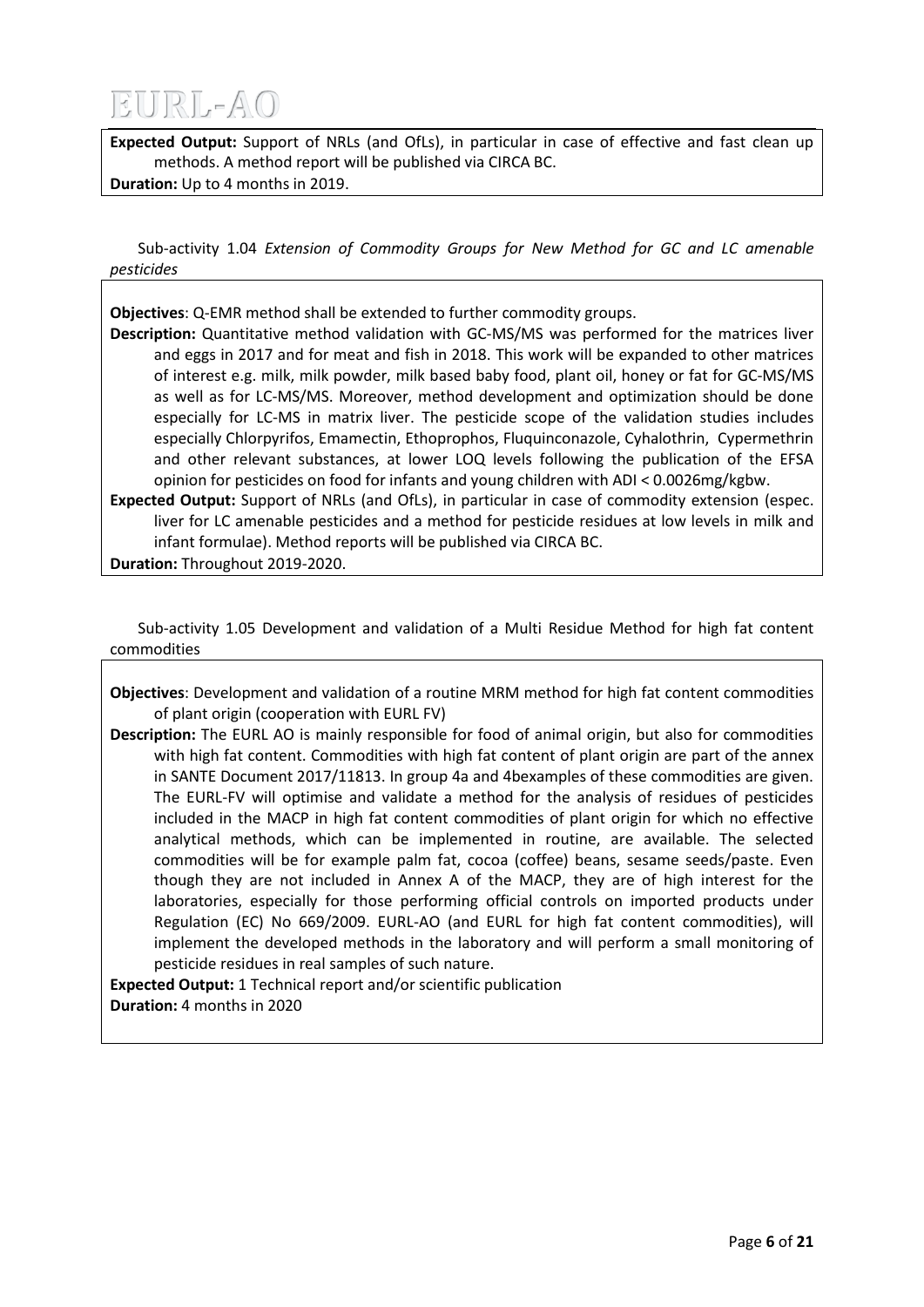**Expected Output:** Support of NRLs (and OfLs), in particular in case of effective and fast clean up methods. A method report will be published via CIRCA BC.
**Duration:** Up to 4 months in 2019.

Sub-activity 1.04 *Extension of Commodity Groups for New Method for GC and LC amenable pesticides*

**Objectives**: Q-EMR method shall be extended to further commodity groups.

**Description:** Quantitative method validation with GC-MS/MS was performed for the matrices liver and eggs in 2017 and for meat and fish in 2018. This work will be expanded to other matrices of interest e.g. milk, milk powder, milk based baby food, plant oil, honey or fat for GC-MS/MS as well as for LC-MS/MS. Moreover, method development and optimization should be done especially for LC-MS in matrix liver. The pesticide scope of the validation studies includes especially Chlorpyrifos, Emamectin, Ethoprophos, Fluquinconazole, Cyhalothrin, Cypermethrin and other relevant substances, at lower LOQ levels following the publication of the EFSA opinion for pesticides on food for infants and young children with ADI < 0.0026mg/kgbw.

**Expected Output:** Support of NRLs (and OfLs), in particular in case of commodity extension (espec. liver for LC amenable pesticides and a method for pesticide residues at low levels in milk and infant formulae). Method reports will be published via CIRCA BC.

**Duration:** Throughout 2019-2020.

Sub-activity 1.05 Development and validation of a Multi Residue Method for high fat content commodities

**Objectives**: Development and validation of a routine MRM method for high fat content commodities of plant origin (cooperation with EURL FV)

**Description:** The EURL AO is mainly responsible for food of animal origin, but also for commodities with high fat content. Commodities with high fat content of plant origin are part of the annex in SANTE Document 2017/11813. In group 4a and 4bexamples of these commodities are given. The EURL-FV will optimise and validate a method for the analysis of residues of pesticides included in the MACP in high fat content commodities of plant origin for which no effective analytical methods, which can be implemented in routine, are available. The selected commodities will be for example palm fat, cocoa (coffee) beans, sesame seeds/paste. Even though they are not included in Annex A of the MACP, they are of high interest for the laboratories, especially for those performing official controls on imported products under Regulation (EC) No 669/2009. EURL-AO (and EURL for high fat content commodities), will implement the developed methods in the laboratory and will perform a small monitoring of pesticide residues in real samples of such nature.

**Expected Output:** 1 Technical report and/or scientific publication

**Duration:** 4 months in 2020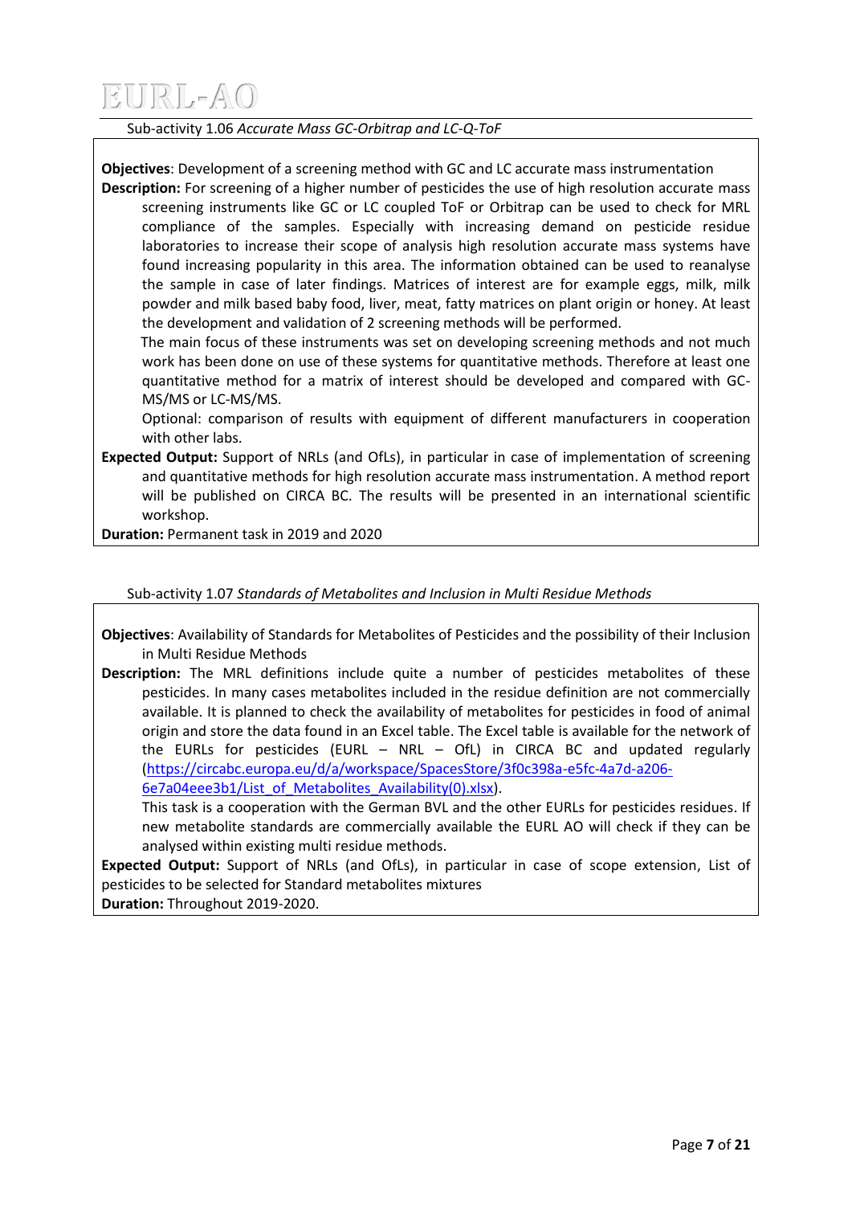Sub-activity 1.06 *Accurate Mass GC-Orbitrap and LC-Q-ToF*

**Objectives**: Development of a screening method with GC and LC accurate mass instrumentation

**Description:** For screening of a higher number of pesticides the use of high resolution accurate mass screening instruments like GC or LC coupled ToF or Orbitrap can be used to check for MRL compliance of the samples. Especially with increasing demand on pesticide residue laboratories to increase their scope of analysis high resolution accurate mass systems have found increasing popularity in this area. The information obtained can be used to reanalyse the sample in case of later findings. Matrices of interest are for example eggs, milk, milk powder and milk based baby food, liver, meat, fatty matrices on plant origin or honey. At least the development and validation of 2 screening methods will be performed.

The main focus of these instruments was set on developing screening methods and not much work has been done on use of these systems for quantitative methods. Therefore at least one quantitative method for a matrix of interest should be developed and compared with GC-MS/MS or LC-MS/MS.

Optional: comparison of results with equipment of different manufacturers in cooperation with other labs.

**Expected Output:** Support of NRLs (and OfLs), in particular in case of implementation of screening and quantitative methods for high resolution accurate mass instrumentation. A method report will be published on CIRCA BC. The results will be presented in an international scientific workshop.

**Duration:** Permanent task in 2019 and 2020

Sub-activity 1.07 *Standards of Metabolites and Inclusion in Multi Residue Methods*

**Objectives**: Availability of Standards for Metabolites of Pesticides and the possibility of their Inclusion in Multi Residue Methods

**Description:** The MRL definitions include quite a number of pesticides metabolites of these pesticides. In many cases metabolites included in the residue definition are not commercially available. It is planned to check the availability of metabolites for pesticides in food of animal origin and store the data found in an Excel table. The Excel table is available for the network of the EURLs for pesticides (EURL – NRL – OfL) in CIRCA BC and updated regularly (https://circabc.europa.eu/d/a/workspace/SpacesStore/3f0c398a-e5fc-4a7d-a206-6e7a04eee3b1/List_of_Metabolites_Availability(0).xlsx).

This task is a cooperation with the German BVL and the other EURLs for pesticides residues. If new metabolite standards are commercially available the EURL AO will check if they can be analysed within existing multi residue methods.

**Expected Output:** Support of NRLs (and OfLs), in particular in case of scope extension, List of pesticides to be selected for Standard metabolites mixtures

**Duration:** Throughout 2019-2020.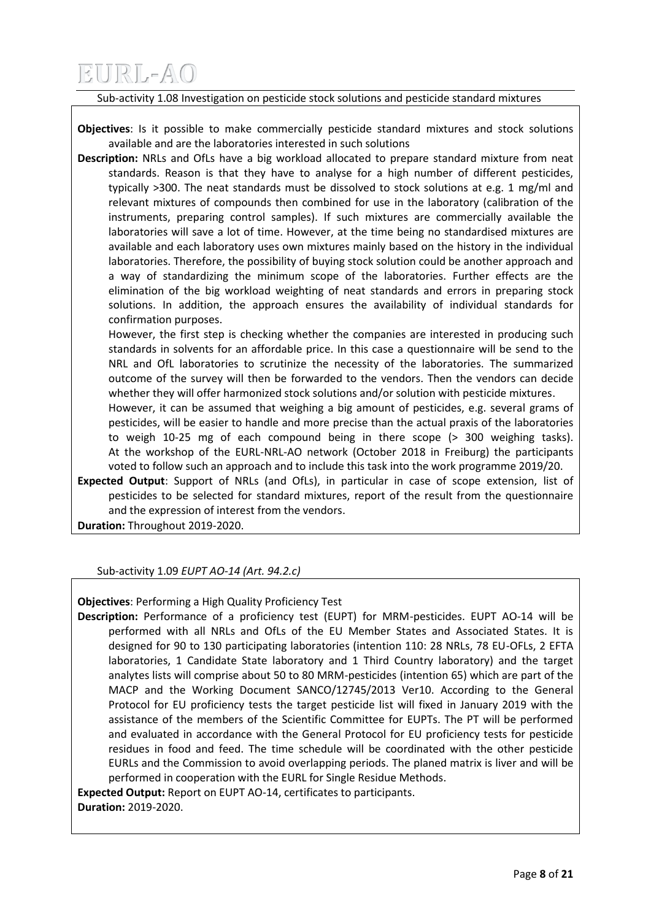Sub-activity 1.08 Investigation on pesticide stock solutions and pesticide standard mixtures

**Objectives**: Is it possible to make commercially pesticide standard mixtures and stock solutions available and are the laboratories interested in such solutions

**Description:** NRLs and OfLs have a big workload allocated to prepare standard mixture from neat standards. Reason is that they have to analyse for a high number of different pesticides, typically >300. The neat standards must be dissolved to stock solutions at e.g. 1 mg/ml and relevant mixtures of compounds then combined for use in the laboratory (calibration of the instruments, preparing control samples). If such mixtures are commercially available the laboratories will save a lot of time. However, at the time being no standardised mixtures are available and each laboratory uses own mixtures mainly based on the history in the individual laboratories. Therefore, the possibility of buying stock solution could be another approach and a way of standardizing the minimum scope of the laboratories. Further effects are the elimination of the big workload weighting of neat standards and errors in preparing stock solutions. In addition, the approach ensures the availability of individual standards for confirmation purposes.

However, the first step is checking whether the companies are interested in producing such standards in solvents for an affordable price. In this case a questionnaire will be send to the NRL and OfL laboratories to scrutinize the necessity of the laboratories. The summarized outcome of the survey will then be forwarded to the vendors. Then the vendors can decide whether they will offer harmonized stock solutions and/or solution with pesticide mixtures.

However, it can be assumed that weighing a big amount of pesticides, e.g. several grams of pesticides, will be easier to handle and more precise than the actual praxis of the laboratories to weigh 10-25 mg of each compound being in there scope (> 300 weighing tasks). At the workshop of the EURL-NRL-AO network (October 2018 in Freiburg) the participants voted to follow such an approach and to include this task into the work programme 2019/20.

**Expected Output**: Support of NRLs (and OfLs), in particular in case of scope extension, list of pesticides to be selected for standard mixtures, report of the result from the questionnaire and the expression of interest from the vendors.

**Duration:** Throughout 2019-2020.

Sub-activity 1.09 *EUPT AO-14 (Art. 94.2.c)*

**Objectives**: Performing a High Quality Proficiency Test

**Description:** Performance of a proficiency test (EUPT) for MRM-pesticides. EUPT AO-14 will be performed with all NRLs and OfLs of the EU Member States and Associated States. It is designed for 90 to 130 participating laboratories (intention 110: 28 NRLs, 78 EU-OFLs, 2 EFTA laboratories, 1 Candidate State laboratory and 1 Third Country laboratory) and the target analytes lists will comprise about 50 to 80 MRM-pesticides (intention 65) which are part of the MACP and the Working Document SANCO/12745/2013 Ver10. According to the General Protocol for EU proficiency tests the target pesticide list will fixed in January 2019 with the assistance of the members of the Scientific Committee for EUPTs. The PT will be performed and evaluated in accordance with the General Protocol for EU proficiency tests for pesticide residues in food and feed. The time schedule will be coordinated with the other pesticide EURLs and the Commission to avoid overlapping periods. The planed matrix is liver and will be performed in cooperation with the EURL for Single Residue Methods.

**Expected Output:** Report on EUPT AO-14, certificates to participants.

**Duration:** 2019-2020.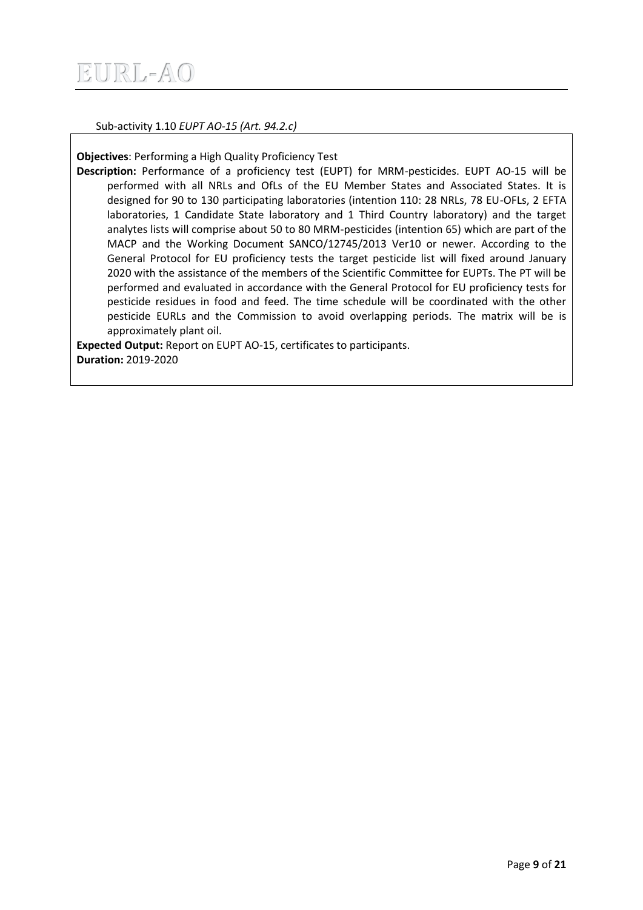Sub-activity 1.10 *EUPT AO-15 (Art. 94.2.c)*

**Objectives**: Performing a High Quality Proficiency Test

**Description:** Performance of a proficiency test (EUPT) for MRM-pesticides. EUPT AO-15 will be performed with all NRLs and OfLs of the EU Member States and Associated States. It is designed for 90 to 130 participating laboratories (intention 110: 28 NRLs, 78 EU-OFLs, 2 EFTA laboratories, 1 Candidate State laboratory and 1 Third Country laboratory) and the target analytes lists will comprise about 50 to 80 MRM-pesticides (intention 65) which are part of the MACP and the Working Document SANCO/12745/2013 Ver10 or newer. According to the General Protocol for EU proficiency tests the target pesticide list will fixed around January 2020 with the assistance of the members of the Scientific Committee for EUPTs. The PT will be performed and evaluated in accordance with the General Protocol for EU proficiency tests for pesticide residues in food and feed. The time schedule will be coordinated with the other pesticide EURLs and the Commission to avoid overlapping periods. The matrix will be is approximately plant oil.

**Expected Output:** Report on EUPT AO-15, certificates to participants.

**Duration:** 2019-2020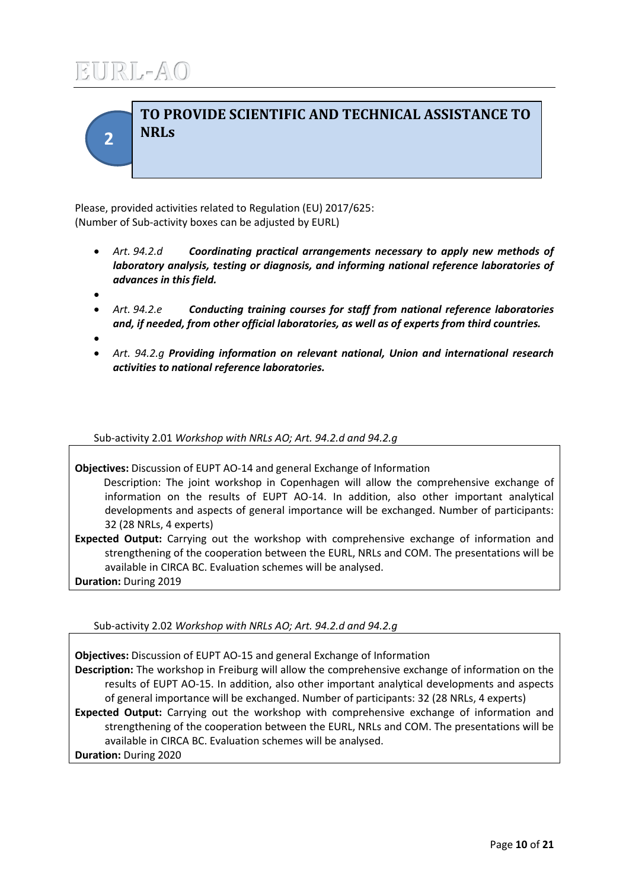## 2 TO PROVIDE SCIENTIFIC AND TECHNICAL ASSISTANCE TO NRLs

Please, provided activities related to Regulation (EU) 2017/625:
(Number of Sub-activity boxes can be adjusted by EURL)

- *Art. 94.2.d* ***Coordinating practical arrangements necessary to apply new methods of laboratory analysis, testing or diagnosis, and informing national reference laboratories of advances in this field.***
- *Art. 94.2.e* ***Conducting training courses for staff from national reference laboratories and, if needed, from other official laboratories, as well as of experts from third countries.***
- *Art. 94.2.g* ***Providing information on relevant national, Union and international research activities to national reference laboratories.***

Sub-activity 2.01 *Workshop with NRLs AO; Art. 94.2.d and 94.2.g*

**Objectives:** Discussion of EUPT AO-14 and general Exchange of Information

Description: The joint workshop in Copenhagen will allow the comprehensive exchange of information on the results of EUPT AO-14. In addition, also other important analytical developments and aspects of general importance will be exchanged. Number of participants: 32 (28 NRLs, 4 experts)

**Expected Output:** Carrying out the workshop with comprehensive exchange of information and strengthening of the cooperation between the EURL, NRLs and COM. The presentations will be available in CIRCA BC. Evaluation schemes will be analysed.

**Duration:** During 2019

Sub-activity 2.02 *Workshop with NRLs AO; Art. 94.2.d and 94.2.g*

**Objectives:** Discussion of EUPT AO-15 and general Exchange of Information

**Description:** The workshop in Freiburg will allow the comprehensive exchange of information on the results of EUPT AO-15. In addition, also other important analytical developments and aspects of general importance will be exchanged. Number of participants: 32 (28 NRLs, 4 experts)

**Expected Output:** Carrying out the workshop with comprehensive exchange of information and strengthening of the cooperation between the EURL, NRLs and COM. The presentations will be available in CIRCA BC. Evaluation schemes will be analysed.

**Duration:** During 2020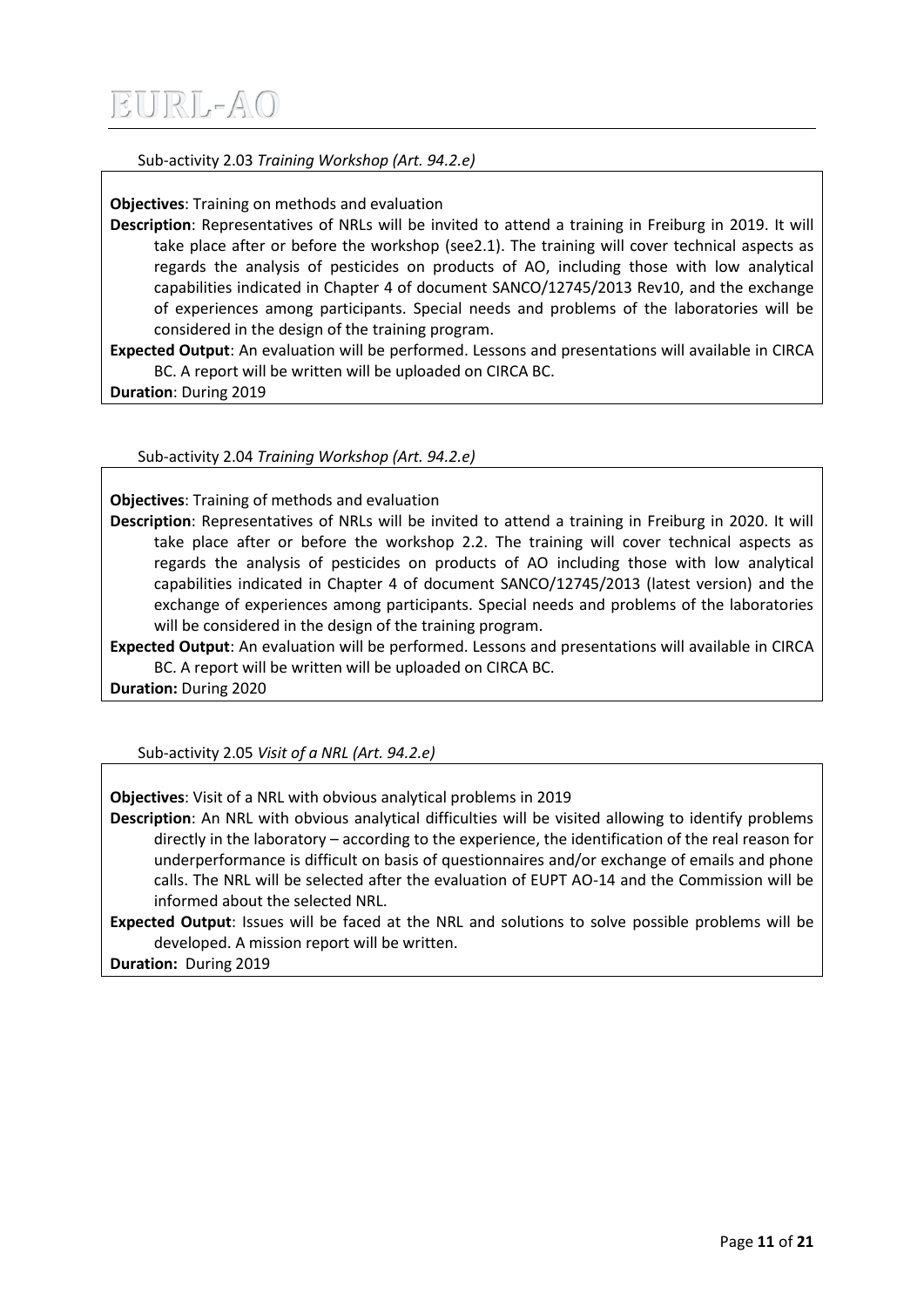Sub-activity 2.03 *Training Workshop (Art. 94.2.e)*

**Objectives**: Training on methods and evaluation

**Description**: Representatives of NRLs will be invited to attend a training in Freiburg in 2019. It will take place after or before the workshop (see2.1). The training will cover technical aspects as regards the analysis of pesticides on products of AO, including those with low analytical capabilities indicated in Chapter 4 of document SANCO/12745/2013 Rev10, and the exchange of experiences among participants. Special needs and problems of the laboratories will be considered in the design of the training program.

**Expected Output**: An evaluation will be performed. Lessons and presentations will available in CIRCA BC. A report will be written will be uploaded on CIRCA BC.

**Duration**: During 2019

Sub-activity 2.04 *Training Workshop (Art. 94.2.e)*

**Objectives**: Training of methods and evaluation

**Description**: Representatives of NRLs will be invited to attend a training in Freiburg in 2020. It will take place after or before the workshop 2.2. The training will cover technical aspects as regards the analysis of pesticides on products of AO including those with low analytical capabilities indicated in Chapter 4 of document SANCO/12745/2013 (latest version) and the exchange of experiences among participants. Special needs and problems of the laboratories will be considered in the design of the training program.

**Expected Output**: An evaluation will be performed. Lessons and presentations will available in CIRCA BC. A report will be written will be uploaded on CIRCA BC.

**Duration:** During 2020

Sub-activity 2.05 *Visit of a NRL (Art. 94.2.e)*

**Objectives**: Visit of a NRL with obvious analytical problems in 2019

**Description**: An NRL with obvious analytical difficulties will be visited allowing to identify problems directly in the laboratory – according to the experience, the identification of the real reason for underperformance is difficult on basis of questionnaires and/or exchange of emails and phone calls. The NRL will be selected after the evaluation of EUPT AO-14 and the Commission will be informed about the selected NRL.

**Expected Output**: Issues will be faced at the NRL and solutions to solve possible problems will be developed. A mission report will be written.

**Duration:** During 2019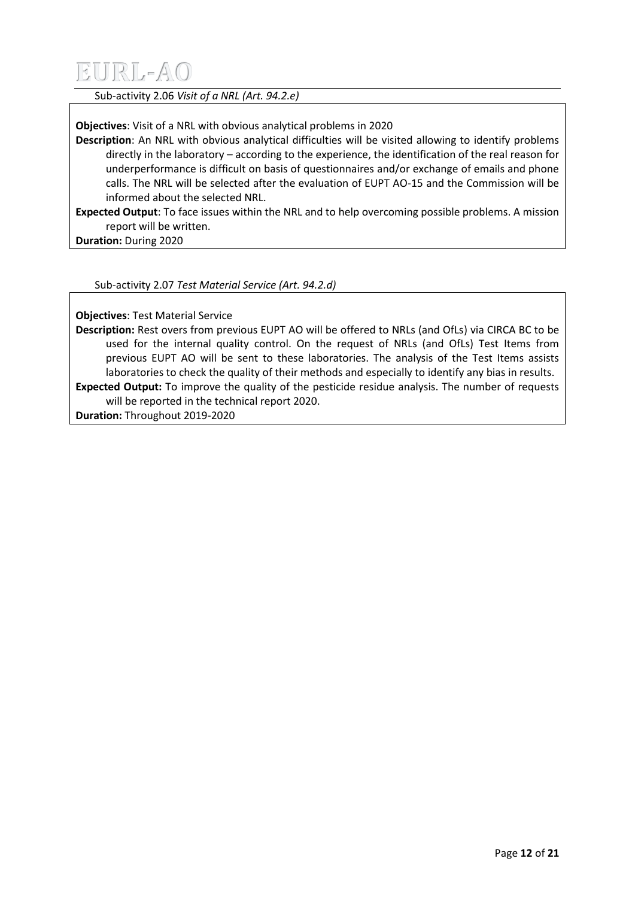Sub-activity 2.06 *Visit of a NRL (Art. 94.2.e)*

**Objectives**: Visit of a NRL with obvious analytical problems in 2020

**Description**: An NRL with obvious analytical difficulties will be visited allowing to identify problems directly in the laboratory – according to the experience, the identification of the real reason for underperformance is difficult on basis of questionnaires and/or exchange of emails and phone calls. The NRL will be selected after the evaluation of EUPT AO-15 and the Commission will be informed about the selected NRL.

**Expected Output**: To face issues within the NRL and to help overcoming possible problems. A mission report will be written.

**Duration:** During 2020

Sub-activity 2.07 *Test Material Service (Art. 94.2.d)*

**Objectives**: Test Material Service

**Description:** Rest overs from previous EUPT AO will be offered to NRLs (and OfLs) via CIRCA BC to be used for the internal quality control. On the request of NRLs (and OfLs) Test Items from previous EUPT AO will be sent to these laboratories. The analysis of the Test Items assists laboratories to check the quality of their methods and especially to identify any bias in results.

**Expected Output:** To improve the quality of the pesticide residue analysis. The number of requests will be reported in the technical report 2020.

**Duration:** Throughout 2019-2020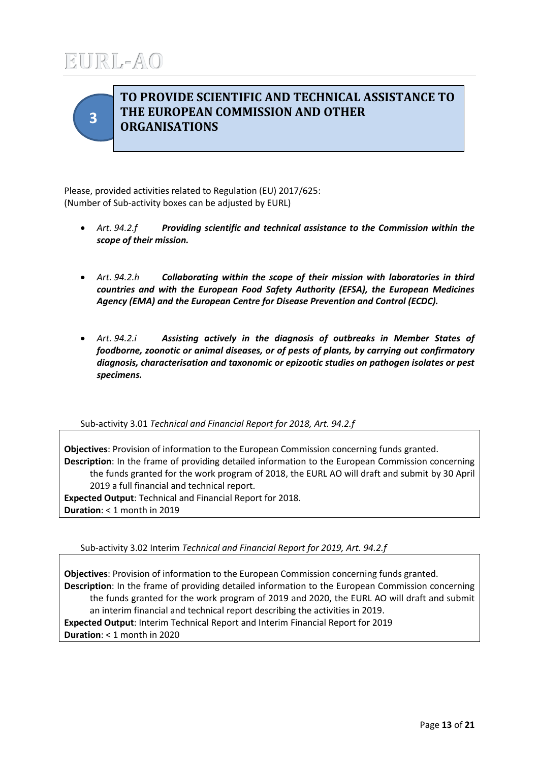# 3 TO PROVIDE SCIENTIFIC AND TECHNICAL ASSISTANCE TO THE EUROPEAN COMMISSION AND OTHER ORGANISATIONS

Please, provided activities related to Regulation (EU) 2017/625:
(Number of Sub-activity boxes can be adjusted by EURL)

- *Art. 94.2.f* ***Providing scientific and technical assistance to the Commission within the scope of their mission.***
- *Art. 94.2.h* ***Collaborating within the scope of their mission with laboratories in third countries and with the European Food Safety Authority (EFSA), the European Medicines Agency (EMA) and the European Centre for Disease Prevention and Control (ECDC).***
- *Art. 94.2.i* ***Assisting actively in the diagnosis of outbreaks in Member States of foodborne, zoonotic or animal diseases, or of pests of plants, by carrying out confirmatory diagnosis, characterisation and taxonomic or epizootic studies on pathogen isolates or pest specimens.***

Sub-activity 3.01 *Technical and Financial Report for 2018, Art. 94.2.f*

**Objectives**: Provision of information to the European Commission concerning funds granted.
**Description**: In the frame of providing detailed information to the European Commission concerning the funds granted for the work program of 2018, the EURL AO will draft and submit by 30 April 2019 a full financial and technical report.
**Expected Output**: Technical and Financial Report for 2018.
**Duration**: < 1 month in 2019

Sub-activity 3.02 Interim *Technical and Financial Report for 2019, Art. 94.2.f*

**Objectives**: Provision of information to the European Commission concerning funds granted.
**Description**: In the frame of providing detailed information to the European Commission concerning the funds granted for the work program of 2019 and 2020, the EURL AO will draft and submit an interim financial and technical report describing the activities in 2019.
**Expected Output**: Interim Technical Report and Interim Financial Report for 2019
**Duration**: < 1 month in 2020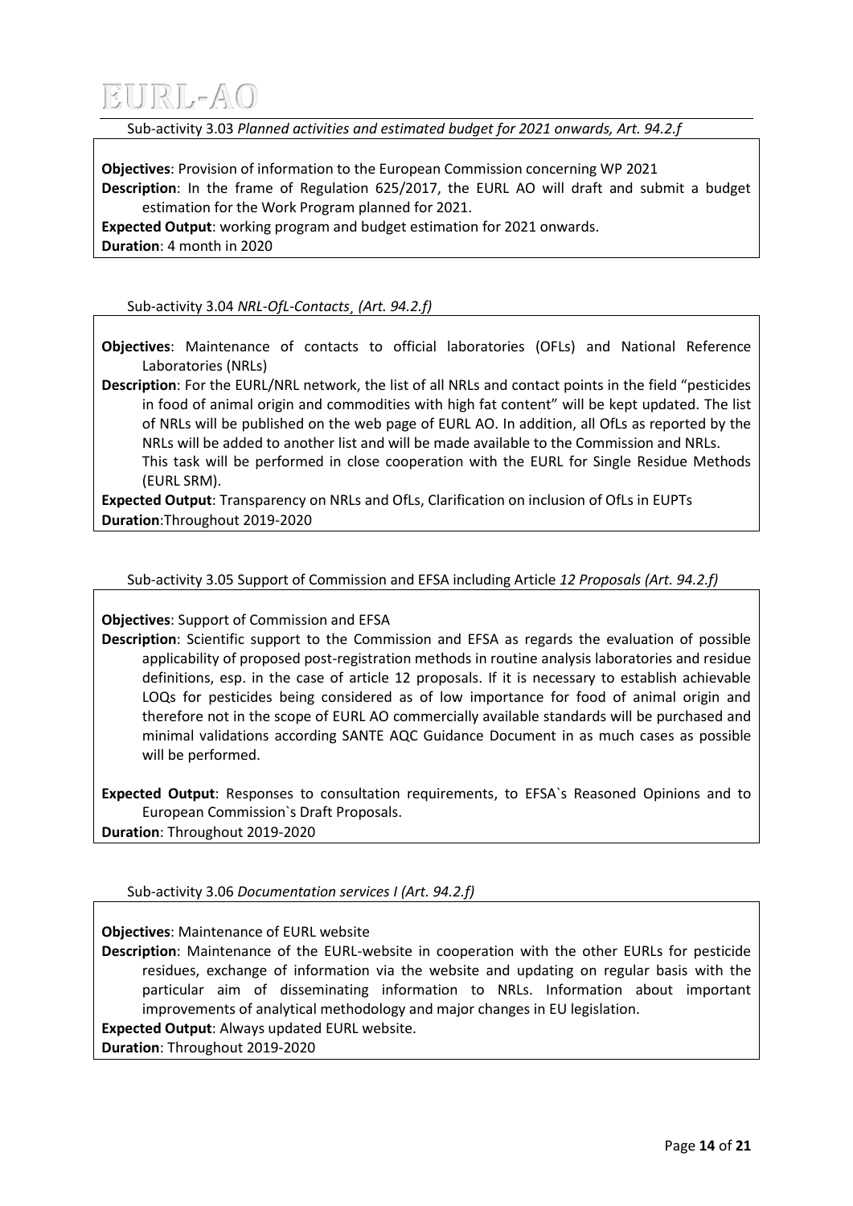Sub-activity 3.03 *Planned activities and estimated budget for 2021 onwards, Art. 94.2.f*

**Objectives**: Provision of information to the European Commission concerning WP 2021

**Description**: In the frame of Regulation 625/2017, the EURL AO will draft and submit a budget estimation for the Work Program planned for 2021.

**Expected Output**: working program and budget estimation for 2021 onwards.

**Duration**: 4 month in 2020

Sub-activity 3.04 *NRL-OfL-Contacts¸ (Art. 94.2.f)*

**Objectives**: Maintenance of contacts to official laboratories (OFLs) and National Reference Laboratories (NRLs)

**Description**: For the EURL/NRL network, the list of all NRLs and contact points in the field "pesticides in food of animal origin and commodities with high fat content" will be kept updated. The list of NRLs will be published on the web page of EURL AO. In addition, all OfLs as reported by the NRLs will be added to another list and will be made available to the Commission and NRLs. This task will be performed in close cooperation with the EURL for Single Residue Methods (EURL SRM).

**Expected Output**: Transparency on NRLs and OfLs, Clarification on inclusion of OfLs in EUPTs

**Duration**:Throughout 2019-2020

Sub-activity 3.05 Support of Commission and EFSA including Article *12 Proposals (Art. 94.2.f)*

**Objectives**: Support of Commission and EFSA

**Description**: Scientific support to the Commission and EFSA as regards the evaluation of possible applicability of proposed post-registration methods in routine analysis laboratories and residue definitions, esp. in the case of article 12 proposals. If it is necessary to establish achievable LOQs for pesticides being considered as of low importance for food of animal origin and therefore not in the scope of EURL AO commercially available standards will be purchased and minimal validations according SANTE AQC Guidance Document in as much cases as possible will be performed.

**Expected Output**: Responses to consultation requirements, to EFSA`s Reasoned Opinions and to European Commission`s Draft Proposals.

**Duration**: Throughout 2019-2020

Sub-activity 3.06 *Documentation services I (Art. 94.2.f)*

**Objectives**: Maintenance of EURL website

**Description**: Maintenance of the EURL-website in cooperation with the other EURLs for pesticide residues, exchange of information via the website and updating on regular basis with the particular aim of disseminating information to NRLs. Information about important improvements of analytical methodology and major changes in EU legislation.

**Expected Output**: Always updated EURL website.

**Duration**: Throughout 2019-2020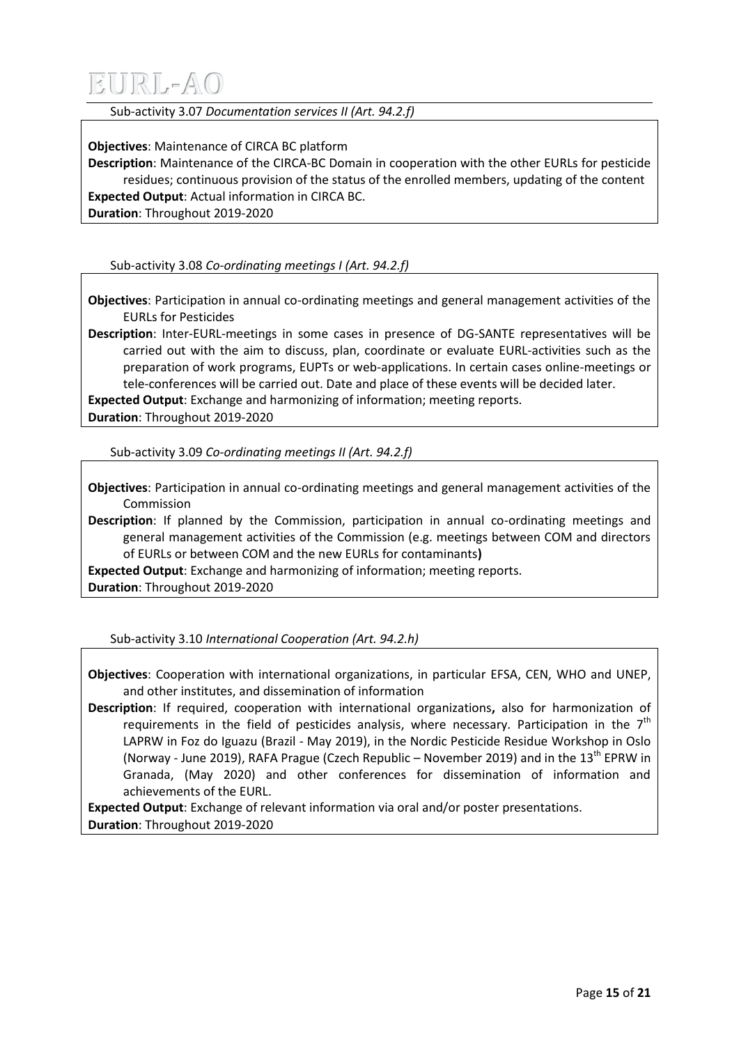Sub-activity 3.07 *Documentation services II (Art. 94.2.f)*

**Objectives**: Maintenance of CIRCA BC platform
**Description**: Maintenance of the CIRCA-BC Domain in cooperation with the other EURLs for pesticide residues; continuous provision of the status of the enrolled members, updating of the content
**Expected Output**: Actual information in CIRCA BC.
**Duration**: Throughout 2019-2020

Sub-activity 3.08 *Co-ordinating meetings I (Art. 94.2.f)*

**Objectives**: Participation in annual co-ordinating meetings and general management activities of the EURLs for Pesticides
**Description**: Inter-EURL-meetings in some cases in presence of DG-SANTE representatives will be carried out with the aim to discuss, plan, coordinate or evaluate EURL-activities such as the preparation of work programs, EUPTs or web-applications. In certain cases online-meetings or tele-conferences will be carried out. Date and place of these events will be decided later.
**Expected Output**: Exchange and harmonizing of information; meeting reports.
**Duration**: Throughout 2019-2020

Sub-activity 3.09 *Co-ordinating meetings II (Art. 94.2.f)*

**Objectives**: Participation in annual co-ordinating meetings and general management activities of the Commission
**Description**: If planned by the Commission, participation in annual co-ordinating meetings and general management activities of the Commission (e.g. meetings between COM and directors of EURLs or between COM and the new EURLs for contaminants**)**
**Expected Output**: Exchange and harmonizing of information; meeting reports.
**Duration**: Throughout 2019-2020

Sub-activity 3.10 *International Cooperation (Art. 94.2.h)*

**Objectives**: Cooperation with international organizations, in particular EFSA, CEN, WHO and UNEP, and other institutes, and dissemination of information
**Description**: If required, cooperation with international organizations**,** also for harmonization of requirements in the field of pesticides analysis, where necessary. Participation in the 7th LAPRW in Foz do Iguazu (Brazil - May 2019), in the Nordic Pesticide Residue Workshop in Oslo (Norway - June 2019), RAFA Prague (Czech Republic – November 2019) and in the 13th EPRW in Granada, (May 2020) and other conferences for dissemination of information and achievements of the EURL.
**Expected Output**: Exchange of relevant information via oral and/or poster presentations.
**Duration**: Throughout 2019-2020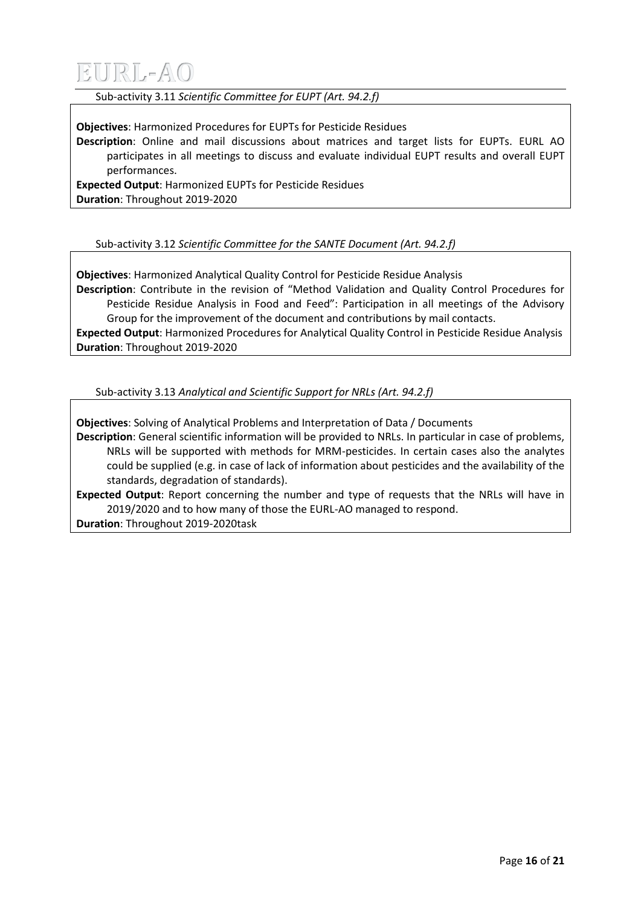Sub-activity 3.11 *Scientific Committee for EUPT (Art. 94.2.f)*

**Objectives**: Harmonized Procedures for EUPTs for Pesticide Residues

**Description**: Online and mail discussions about matrices and target lists for EUPTs. EURL AO participates in all meetings to discuss and evaluate individual EUPT results and overall EUPT performances.

**Expected Output**: Harmonized EUPTs for Pesticide Residues

**Duration**: Throughout 2019-2020

Sub-activity 3.12 *Scientific Committee for the SANTE Document (Art. 94.2.f)*

**Objectives**: Harmonized Analytical Quality Control for Pesticide Residue Analysis

**Description**: Contribute in the revision of "Method Validation and Quality Control Procedures for Pesticide Residue Analysis in Food and Feed": Participation in all meetings of the Advisory Group for the improvement of the document and contributions by mail contacts.

**Expected Output**: Harmonized Procedures for Analytical Quality Control in Pesticide Residue Analysis

**Duration**: Throughout 2019-2020

Sub-activity 3.13 *Analytical and Scientific Support for NRLs (Art. 94.2.f)*

**Objectives**: Solving of Analytical Problems and Interpretation of Data / Documents

**Description**: General scientific information will be provided to NRLs. In particular in case of problems, NRLs will be supported with methods for MRM-pesticides. In certain cases also the analytes could be supplied (e.g. in case of lack of information about pesticides and the availability of the standards, degradation of standards).

**Expected Output**: Report concerning the number and type of requests that the NRLs will have in 2019/2020 and to how many of those the EURL-AO managed to respond.

**Duration**: Throughout 2019-2020task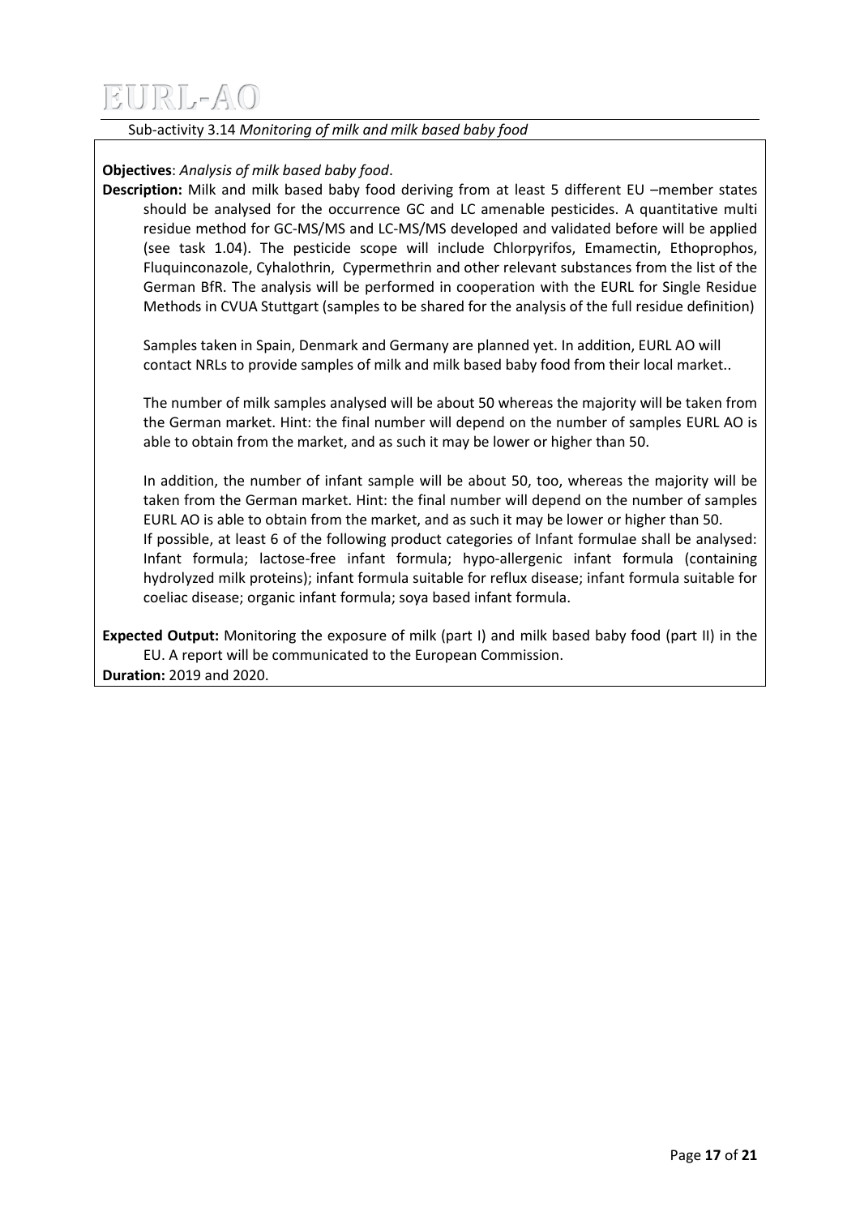Sub-activity 3.14 *Monitoring of milk and milk based baby food*

**Objectives**: *Analysis of milk based baby food*.

**Description:** Milk and milk based baby food deriving from at least 5 different EU –member states should be analysed for the occurrence GC and LC amenable pesticides. A quantitative multi residue method for GC-MS/MS and LC-MS/MS developed and validated before will be applied (see task 1.04). The pesticide scope will include Chlorpyrifos, Emamectin, Ethoprophos, Fluquinconazole, Cyhalothrin, Cypermethrin and other relevant substances from the list of the German BfR. The analysis will be performed in cooperation with the EURL for Single Residue Methods in CVUA Stuttgart (samples to be shared for the analysis of the full residue definition)

Samples taken in Spain, Denmark and Germany are planned yet. In addition, EURL AO will contact NRLs to provide samples of milk and milk based baby food from their local market..

The number of milk samples analysed will be about 50 whereas the majority will be taken from the German market. Hint: the final number will depend on the number of samples EURL AO is able to obtain from the market, and as such it may be lower or higher than 50.

In addition, the number of infant sample will be about 50, too, whereas the majority will be taken from the German market. Hint: the final number will depend on the number of samples EURL AO is able to obtain from the market, and as such it may be lower or higher than 50.
If possible, at least 6 of the following product categories of Infant formulae shall be analysed: Infant formula; lactose-free infant formula; hypo-allergenic infant formula (containing hydrolyzed milk proteins); infant formula suitable for reflux disease; infant formula suitable for coeliac disease; organic infant formula; soya based infant formula.

**Expected Output:** Monitoring the exposure of milk (part I) and milk based baby food (part II) in the EU. A report will be communicated to the European Commission.

**Duration:** 2019 and 2020.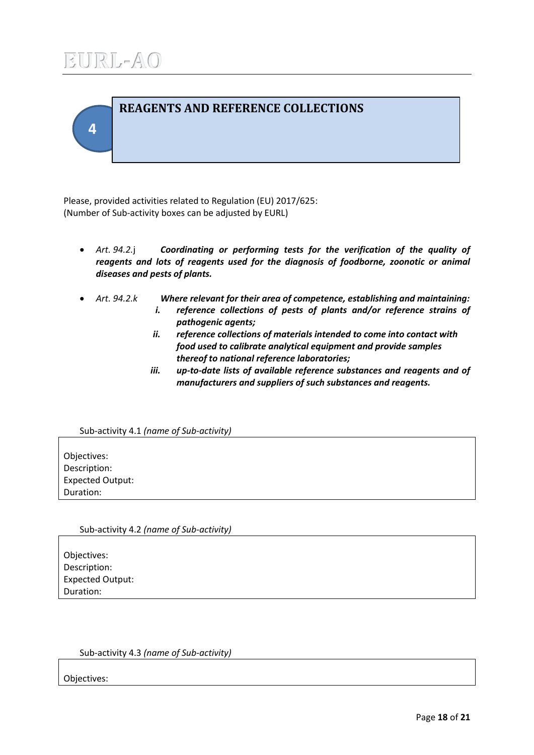# 4 REAGENTS AND REFERENCE COLLECTIONS

Please, provided activities related to Regulation (EU) 2017/625:
(Number of Sub-activity boxes can be adjusted by EURL)

- *Art. 94.2.*j ***Coordinating or performing tests for the verification of the quality of reagents and lots of reagents used for the diagnosis of foodborne, zoonotic or animal diseases and pests of plants.***

- *Art. 94.2.k* ***Where relevant for their area of competence, establishing and maintaining:***
  - ***i. reference collections of pests of plants and/or reference strains of pathogenic agents;***
  - ***ii. reference collections of materials intended to come into contact with food used to calibrate analytical equipment and provide samples thereof to national reference laboratories;***
  - ***iii. up-to-date lists of available reference substances and reagents and of manufacturers and suppliers of such substances and reagents.***

Sub-activity 4.1 *(name of Sub-activity)*

Objectives:
Description:
Expected Output:
Duration:

Sub-activity 4.2 *(name of Sub-activity)*

Objectives:
Description:
Expected Output:
Duration:

Sub-activity 4.3 *(name of Sub-activity)*

Objectives: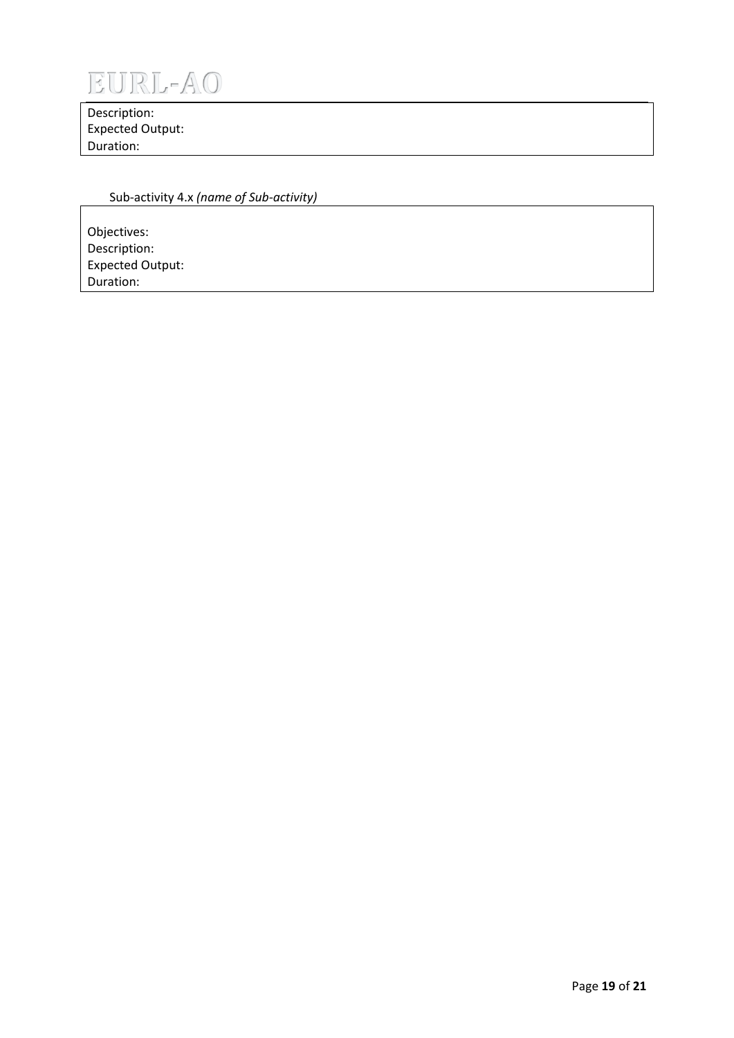Description:
Expected Output:
Duration:

Sub-activity 4.x *(name of Sub-activity)*

Objectives:
Description:
Expected Output:
Duration: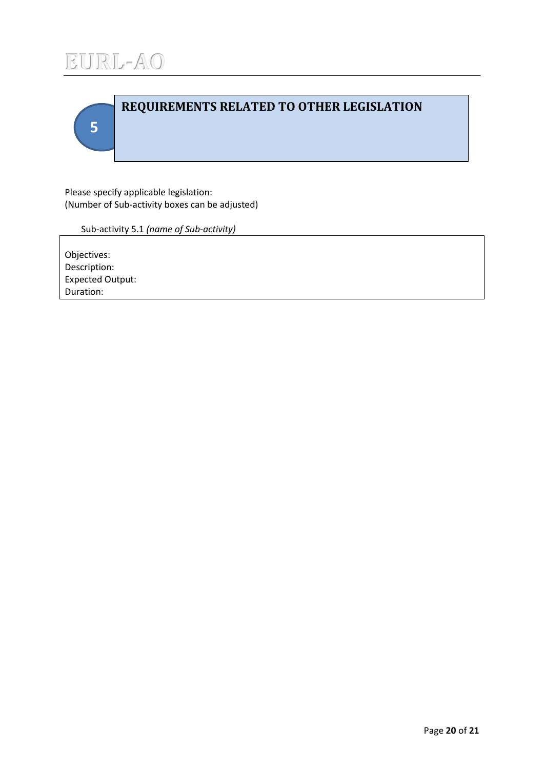# 5 REQUIREMENTS RELATED TO OTHER LEGISLATION

Please specify applicable legislation:
(Number of Sub-activity boxes can be adjusted)

Sub-activity 5.1 *(name of Sub-activity)*

| Objectives:<br>Description:<br>Expected Output:<br>Duration: |
|---|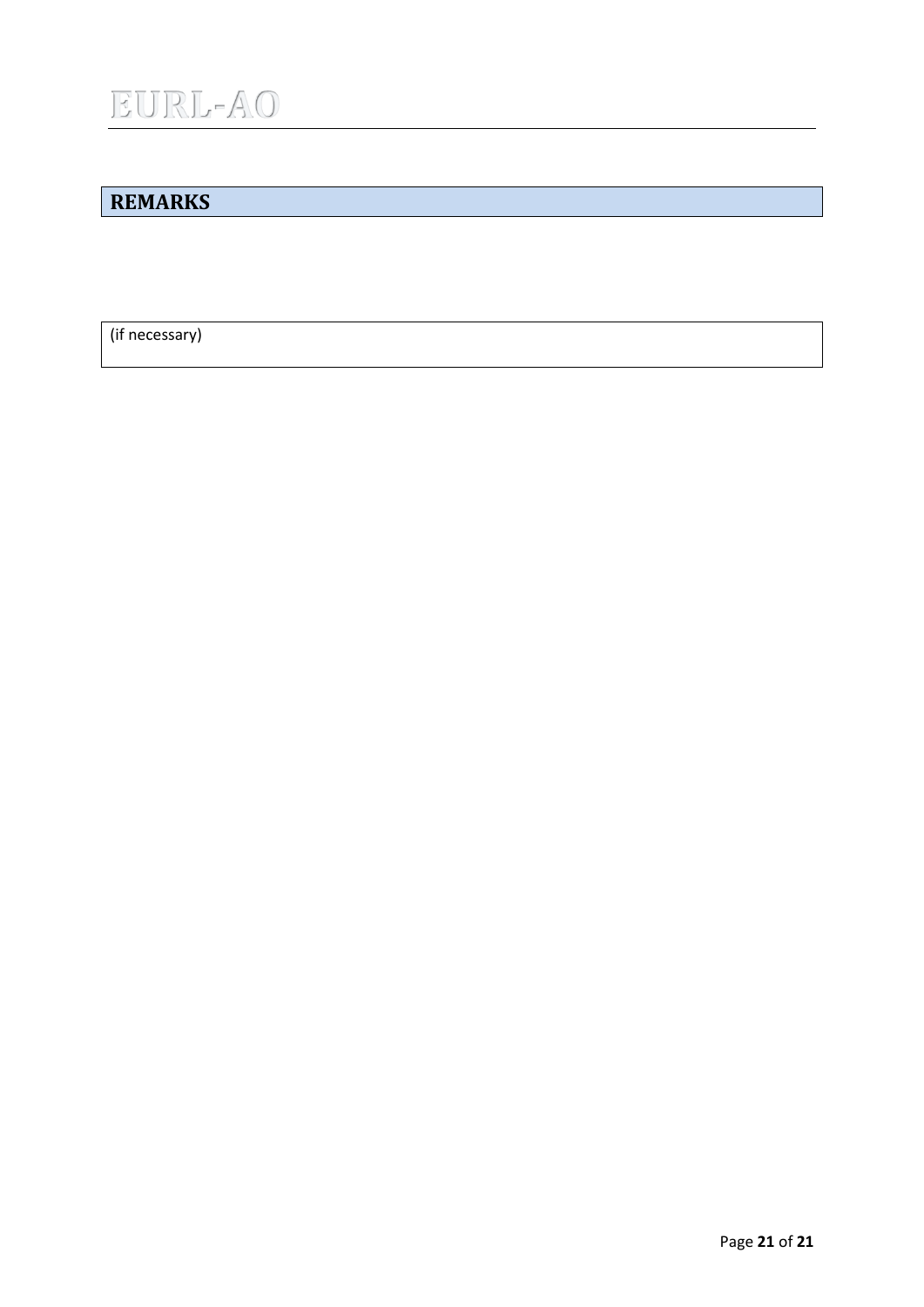## REMARKS

| |
|---|
| (if necessary) |